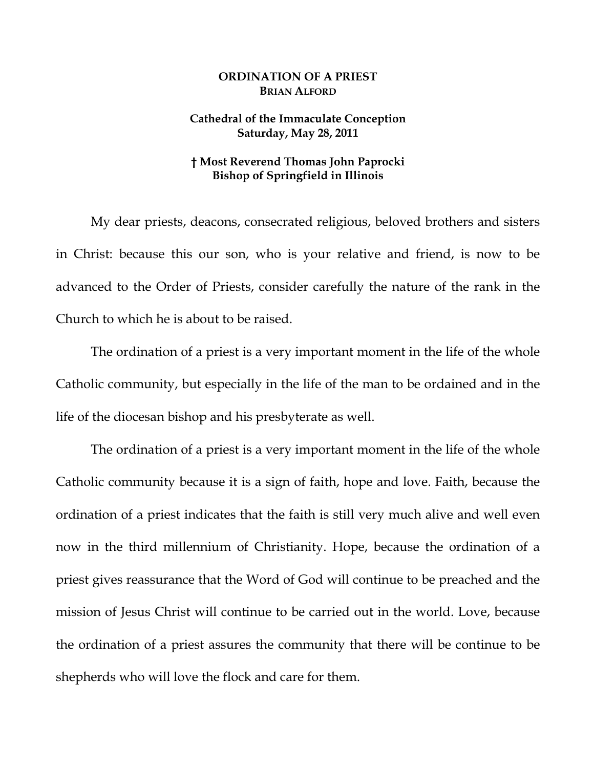**ORDINATION OF A PRIEST**
**BRIAN ALFORD**

**Cathedral of the Immaculate Conception**
**Saturday, May 28, 2011**

**† Most Reverend Thomas John Paprocki**
**Bishop of Springfield in Illinois**

My dear priests, deacons, consecrated religious, beloved brothers and sisters in Christ: because this our son, who is your relative and friend, is now to be advanced to the Order of Priests, consider carefully the nature of the rank in the Church to which he is about to be raised.

The ordination of a priest is a very important moment in the life of the whole Catholic community, but especially in the life of the man to be ordained and in the life of the diocesan bishop and his presbyterate as well.

The ordination of a priest is a very important moment in the life of the whole Catholic community because it is a sign of faith, hope and love. Faith, because the ordination of a priest indicates that the faith is still very much alive and well even now in the third millennium of Christianity. Hope, because the ordination of a priest gives reassurance that the Word of God will continue to be preached and the mission of Jesus Christ will continue to be carried out in the world. Love, because the ordination of a priest assures the community that there will be continue to be shepherds who will love the flock and care for them.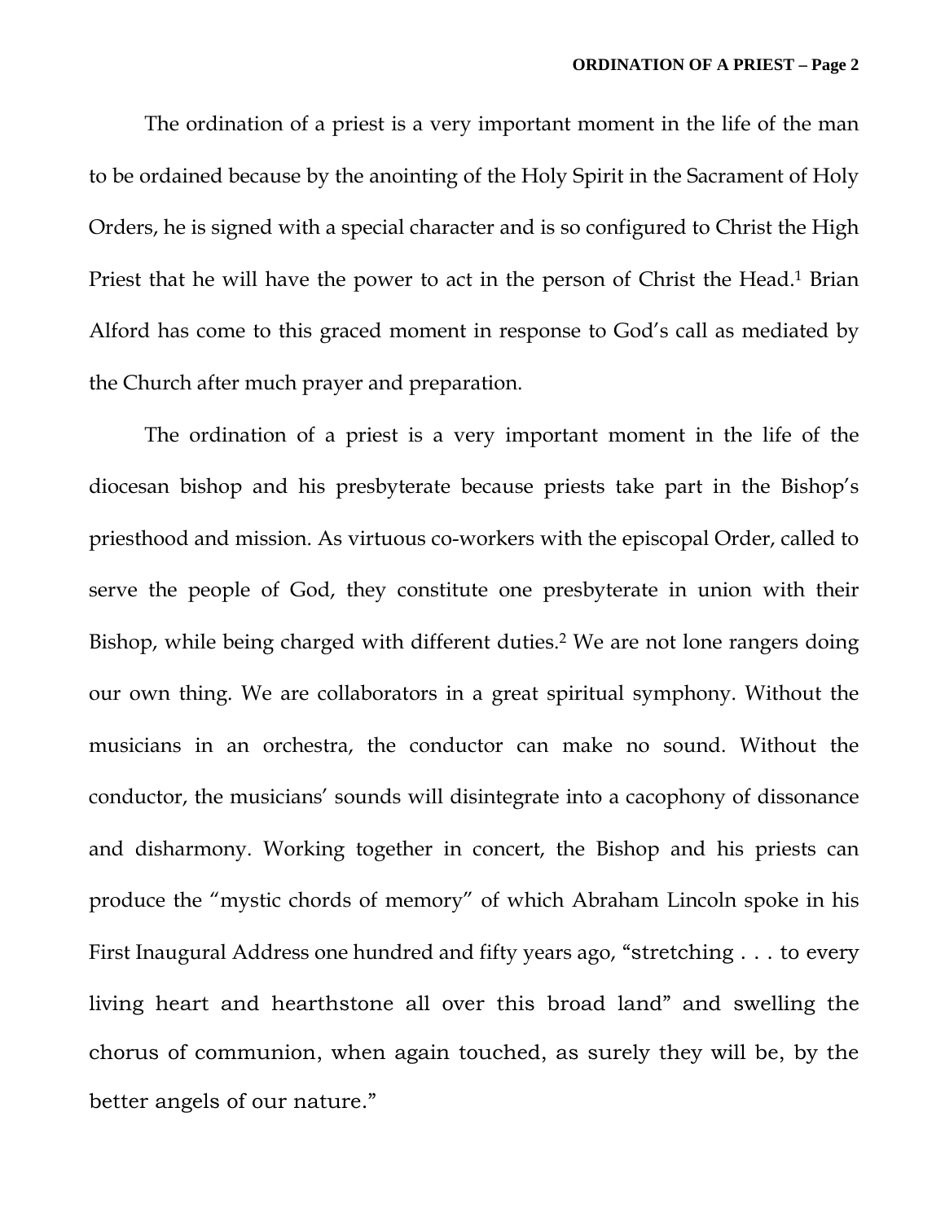The ordination of a priest is a very important moment in the life of the man to be ordained because by the anointing of the Holy Spirit in the Sacrament of Holy Orders, he is signed with a special character and is so configured to Christ the High Priest that he will have the power to act in the person of Christ the Head.[1] Brian Alford has come to this graced moment in response to God's call as mediated by the Church after much prayer and preparation.

The ordination of a priest is a very important moment in the life of the diocesan bishop and his presbyterate because priests take part in the Bishop's priesthood and mission. As virtuous co-workers with the episcopal Order, called to serve the people of God, they constitute one presbyterate in union with their Bishop, while being charged with different duties.[2] We are not lone rangers doing our own thing. We are collaborators in a great spiritual symphony. Without the musicians in an orchestra, the conductor can make no sound. Without the conductor, the musicians' sounds will disintegrate into a cacophony of dissonance and disharmony. Working together in concert, the Bishop and his priests can produce the "mystic chords of memory" of which Abraham Lincoln spoke in his First Inaugural Address one hundred and fifty years ago, "stretching . . . to every living heart and hearthstone all over this broad land" and swelling the chorus of communion, when again touched, as surely they will be, by the better angels of our nature."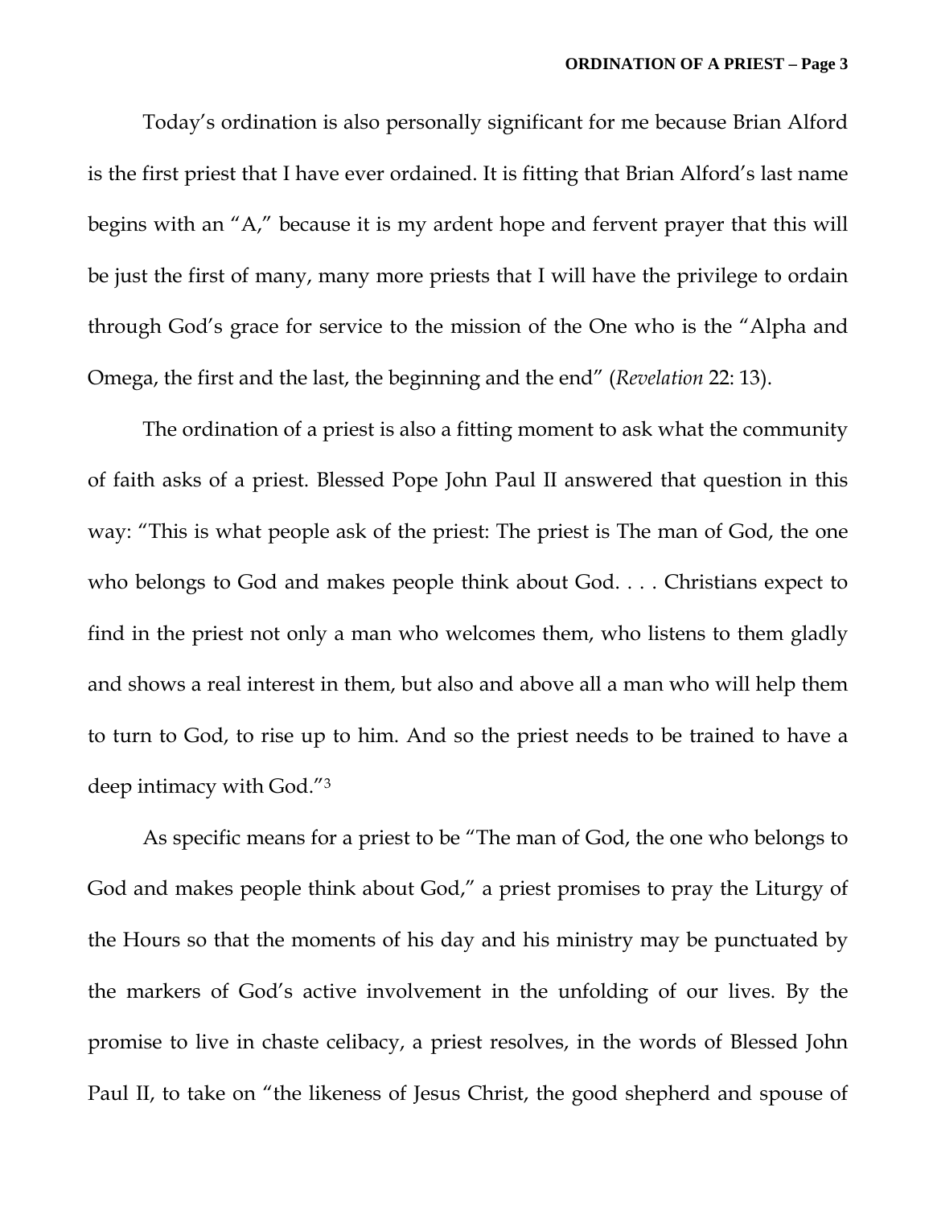Today's ordination is also personally significant for me because Brian Alford is the first priest that I have ever ordained. It is fitting that Brian Alford's last name begins with an "A," because it is my ardent hope and fervent prayer that this will be just the first of many, many more priests that I will have the privilege to ordain through God's grace for service to the mission of the One who is the "Alpha and Omega, the first and the last, the beginning and the end" (*Revelation* 22: 13).

The ordination of a priest is also a fitting moment to ask what the community of faith asks of a priest. Blessed Pope John Paul II answered that question in this way: "This is what people ask of the priest: The priest is The man of God, the one who belongs to God and makes people think about God. . . . Christians expect to find in the priest not only a man who welcomes them, who listens to them gladly and shows a real interest in them, but also and above all a man who will help them to turn to God, to rise up to him. And so the priest needs to be trained to have a deep intimacy with God."[3]

As specific means for a priest to be "The man of God, the one who belongs to God and makes people think about God," a priest promises to pray the Liturgy of the Hours so that the moments of his day and his ministry may be punctuated by the markers of God's active involvement in the unfolding of our lives. By the promise to live in chaste celibacy, a priest resolves, in the words of Blessed John Paul II, to take on "the likeness of Jesus Christ, the good shepherd and spouse of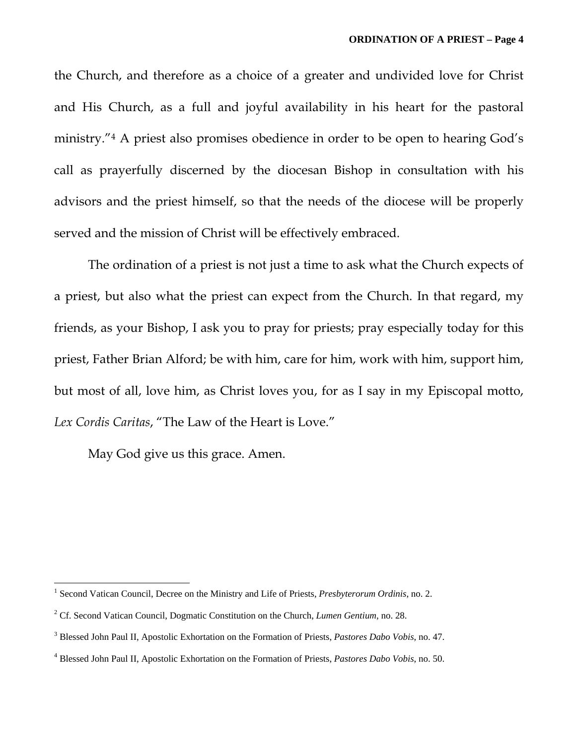the Church, and therefore as a choice of a greater and undivided love for Christ and His Church, as a full and joyful availability in his heart for the pastoral ministry."[4] A priest also promises obedience in order to be open to hearing God's call as prayerfully discerned by the diocesan Bishop in consultation with his advisors and the priest himself, so that the needs of the diocese will be properly served and the mission of Christ will be effectively embraced.

The ordination of a priest is not just a time to ask what the Church expects of a priest, but also what the priest can expect from the Church. In that regard, my friends, as your Bishop, I ask you to pray for priests; pray especially today for this priest, Father Brian Alford; be with him, care for him, work with him, support him, but most of all, love him, as Christ loves you, for as I say in my Episcopal motto, *Lex Cordis Caritas*, "The Law of the Heart is Love."

May God give us this grace. Amen.

---

[1] Second Vatican Council, Decree on the Ministry and Life of Priests, *Presbyterorum Ordinis*, no. 2.

[2] Cf. Second Vatican Council, Dogmatic Constitution on the Church, *Lumen Gentium*, no. 28.

[3] Blessed John Paul II, Apostolic Exhortation on the Formation of Priests, *Pastores Dabo Vobis*, no. 47.

[4] Blessed John Paul II, Apostolic Exhortation on the Formation of Priests, *Pastores Dabo Vobis*, no. 50.